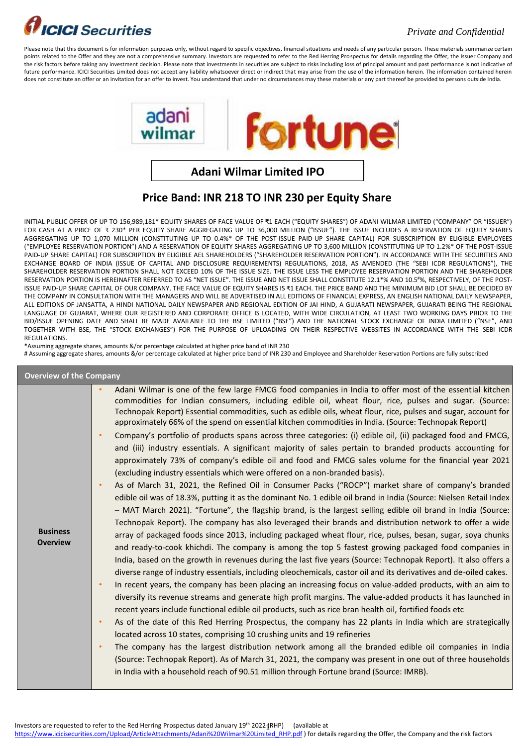*Private and Confidential*

Please note that this document is for information purposes only, without regard to specific objectives, financial situations and needs of any particular person. These materials summarize certain points related to the Offer and they are not a comprehensive summary. Investors are requested to refer to the Red Herring Prospectus for details regarding the Offer, the Issuer Company and the risk factors before taking any investment decision. Please note that investments in securities are subject to risks including loss of principal amount and past performance is not indicative of future performance. ICICI Securities Limited does not accept any liability whatsoever direct or indirect that may arise from the use of the information herein. The information contained herein does not constitute an offer or an invitation for an offer to invest. You understand that under no circumstances may these materials or any part thereof be provided to persons outside India.

# Adani Wilmar Limited IPO

## Price Band: INR 218 TO INR 230 per Equity Share

INITIAL PUBLIC OFFER OF UP TO 156,989,181* EQUITY SHARES OF FACE VALUE OF ₹1 EACH ("EQUITY SHARES") OF ADANI WILMAR LIMITED ("COMPANY" OR "ISSUER") FOR CASH AT A PRICE OF ₹ 230* PER EQUITY SHARE AGGREGATING UP TO 36,000 MILLION ("ISSUE"). THE ISSUE INCLUDES A RESERVATION OF EQUITY SHARES AGGREGATING UP TO 1,070 MILLION (CONSTITUTING UP TO 0.4%* OF THE POST-ISSUE PAID-UP SHARE CAPITAL) FOR SUBSCRIPTION BY ELIGIBLE EMPLOYEES ("EMPLOYEE RESERVATION PORTION") AND A RESERVATION OF EQUITY SHARES AGGREGATING UP TO 3,600 MILLION (CONSTITUTING UP TO 1.2%* OF THE POST-ISSUE PAID-UP SHARE CAPITAL) FOR SUBSCRIPTION BY ELIGIBLE AEL SHAREHOLDERS ("SHAREHOLDER RESERVATION PORTION"). IN ACCORDANCE WITH THE SECURITIES AND EXCHANGE BOARD OF INDIA (ISSUE OF CAPITAL AND DISCLOSURE REQUIREMENTS) REGULATIONS, 2018, AS AMENDED (THE "SEBI ICDR REGULATIONS"), THE SHAREHOLDER RESERVATION PORTION SHALL NOT EXCEED 10% OF THE ISSUE SIZE. THE ISSUE LESS THE EMPLOYEE RESERVATION PORTION AND THE SHAREHOLDER RESERVATION PORTION IS HEREINAFTER REFERRED TO AS "NET ISSUE". THE ISSUE AND NET ISSUE SHALL CONSTITUTE 12.1*% AND 10.5#%, RESPECTIVELY, OF THE POST-ISSUE PAID-UP SHARE CAPITAL OF OUR COMPANY. THE FACE VALUE OF EQUITY SHARES IS ₹1 EACH. THE PRICE BAND AND THE MINIMUM BID LOT SHALL BE DECIDED BY THE COMPANY IN CONSULTATION WITH THE MANAGERS AND WILL BE ADVERTISED IN ALL EDITIONS OF FINANCIAL EXPRESS, AN ENGLISH NATIONAL DAILY NEWSPAPER, ALL EDITIONS OF JANSATTA, A HINDI NATIONAL DAILY NEWSPAPER AND REGIONAL EDITION OF JAI HIND, A GUJARATI NEWSPAPER, GUJARATI BEING THE REGIONAL LANGUAGE OF GUJARAT, WHERE OUR REGISTERED AND CORPORATE OFFICE IS LOCATED, WITH WIDE CIRCULATION, AT LEAST TWO WORKING DAYS PRIOR TO THE BID/ISSUE OPENING DATE AND SHALL BE MADE AVAILABLE TO THE BSE LIMITED ("BSE") AND THE NATIONAL STOCK EXCHANGE OF INDIA LIMITED ("NSE", AND TOGETHER WITH BSE, THE "STOCK EXCHANGES") FOR THE PURPOSE OF UPLOADING ON THEIR RESPECTIVE WEBSITES IN ACCORDANCE WITH THE SEBI ICDR REGULATIONS.

*Assuming aggregate shares, amounts &/or percentage calculated at higher price band of INR 230

\# Assuming aggregate shares, amounts &/or percentage calculated at higher price band of INR 230 and Employee and Shareholder Reservation Portions are fully subscribed

| Overview of the Company | |
|---|---|
| **Business Overview** | • Adani Wilmar is one of the few large FMCG food companies in India to offer most of the essential kitchen commodities for Indian consumers, including edible oil, wheat flour, rice, pulses and sugar. (Source: Technopak Report) Essential commodities, such as edible oils, wheat flour, rice, pulses and sugar, account for approximately 66% of the spend on essential kitchen commodities in India. (Source: Technopak Report)<br>• Company's portfolio of products spans across three categories: (i) edible oil, (ii) packaged food and FMCG, and (iii) industry essentials. A significant majority of sales pertain to branded products accounting for approximately 73% of company's edible oil and food and FMCG sales volume for the financial year 2021 (excluding industry essentials which were offered on a non-branded basis).<br>• As of March 31, 2021, the Refined Oil in Consumer Packs ("ROCP") market share of company's branded edible oil was of 18.3%, putting it as the dominant No. 1 edible oil brand in India (Source: Nielsen Retail Index – MAT March 2021). "Fortune", the flagship brand, is the largest selling edible oil brand in India (Source: Technopak Report). The company has also leveraged their brands and distribution network to offer a wide array of packaged foods since 2013, including packaged wheat flour, rice, pulses, besan, sugar, soya chunks and ready-to-cook khichdi. The company is among the top 5 fastest growing packaged food companies in India, based on the growth in revenues during the last five years (Source: Technopak Report). It also offers a diverse range of industry essentials, including oleochemicals, castor oil and its derivatives and de-oiled cakes.<br>• In recent years, the company has been placing an increasing focus on value-added products, with an aim to diversify its revenue streams and generate high profit margins. The value-added products it has launched in recent years include functional edible oil products, such as rice bran health oil, fortified foods etc<br>• As of the date of this Red Herring Prospectus, the company has 22 plants in India which are strategically located across 10 states, comprising 10 crushing units and 19 refineries<br>• The company has the largest distribution network among all the branded edible oil companies in India (Source: Technopak Report). As of March 31, 2021, the company was present in one out of three households in India with a household reach of 90.51 million through Fortune brand (Source: IMRB). |

Investors are requested to refer to the Red Herring Prospectus dated January 19th 2022 (RHP) (available at https://www.icicisecurities.com/Upload/ArticleAttachments/Adani%20Wilmar%20Limited_RHP.pdf ) for details regarding the Offer, the Company and the risk factors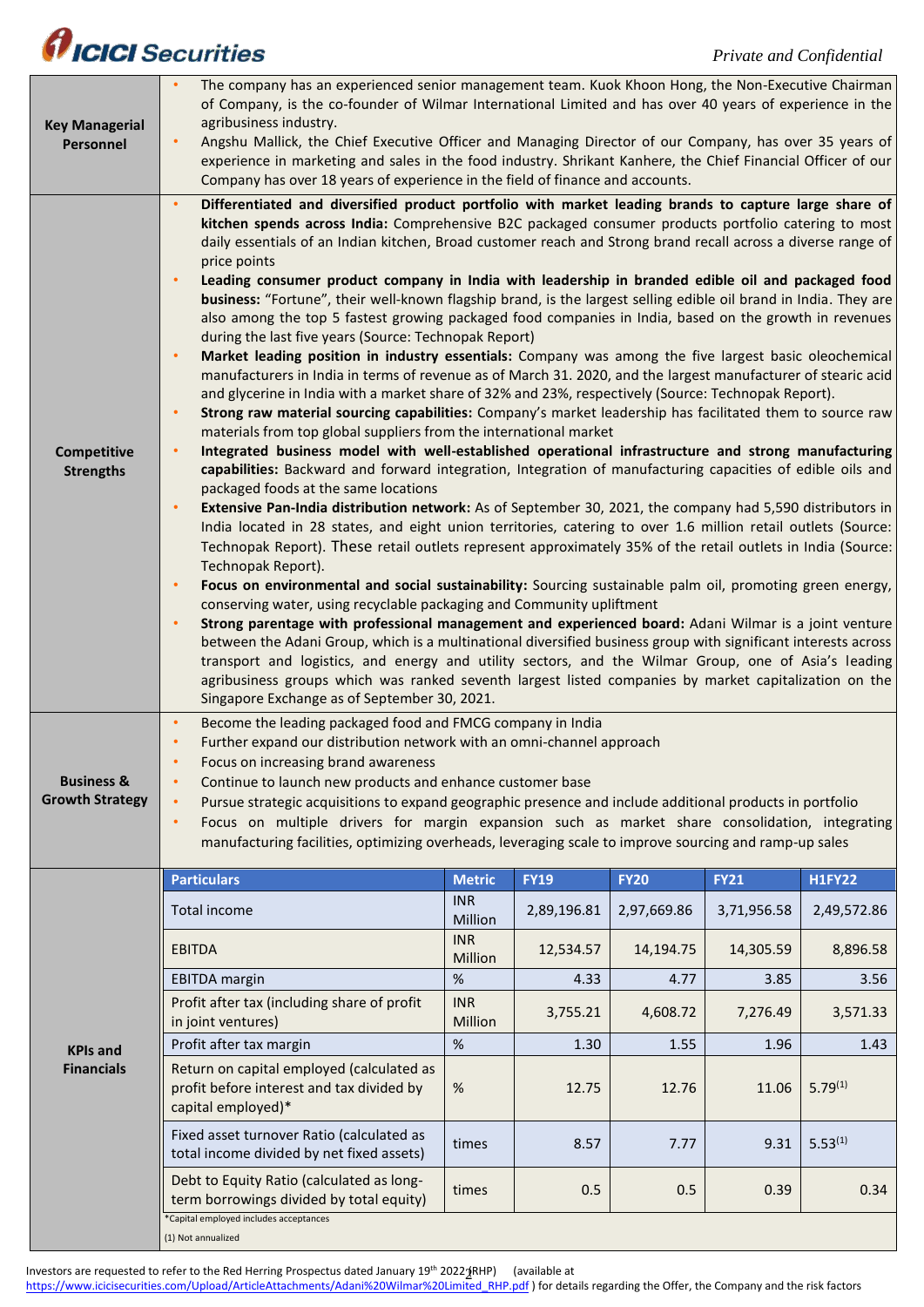| | |
|---|---|
| **Key Managerial Personnel** | • The company has an experienced senior management team. Kuok Khoon Hong, the Non-Executive Chairman of Company, is the co-founder of Wilmar International Limited and has over 40 years of experience in the agribusiness industry.<br>• Angshu Mallick, the Chief Executive Officer and Managing Director of our Company, has over 35 years of experience in marketing and sales in the food industry. Shrikant Kanhere, the Chief Financial Officer of our Company has over 18 years of experience in the field of finance and accounts. |
| **Competitive Strengths** | • **Differentiated and diversified product portfolio with market leading brands to capture large share of kitchen spends across India:** Comprehensive B2C packaged consumer products portfolio catering to most daily essentials of an Indian kitchen, Broad customer reach and Strong brand recall across a diverse range of price points<br>• **Leading consumer product company in India with leadership in branded edible oil and packaged food business:** "Fortune", their well-known flagship brand, is the largest selling edible oil brand in India. They are also among the top 5 fastest growing packaged food companies in India, based on the growth in revenues during the last five years (Source: Technopak Report)<br>• **Market leading position in industry essentials:** Company was among the five largest basic oleochemical manufacturers in India in terms of revenue as of March 31. 2020, and the largest manufacturer of stearic acid and glycerine in India with a market share of 32% and 23%, respectively (Source: Technopak Report).<br>• **Strong raw material sourcing capabilities:** Company's market leadership has facilitated them to source raw materials from top global suppliers from the international market<br>• **Integrated business model with well-established operational infrastructure and strong manufacturing capabilities:** Backward and forward integration, Integration of manufacturing capacities of edible oils and packaged foods at the same locations<br>• **Extensive Pan-India distribution network:** As of September 30, 2021, the company had 5,590 distributors in India located in 28 states, and eight union territories, catering to over 1.6 million retail outlets (Source: Technopak Report). These retail outlets represent approximately 35% of the retail outlets in India (Source: Technopak Report).<br>• **Focus on environmental and social sustainability:** Sourcing sustainable palm oil, promoting green energy, conserving water, using recyclable packaging and Community upliftment<br>• **Strong parentage with professional management and experienced board:** Adani Wilmar is a joint venture between the Adani Group, which is a multinational diversified business group with significant interests across transport and logistics, and energy and utility sectors, and the Wilmar Group, one of Asia's leading agribusiness groups which was ranked seventh largest listed companies by market capitalization on the Singapore Exchange as of September 30, 2021. |
| **Business & Growth Strategy** | • Become the leading packaged food and FMCG company in India<br>• Further expand our distribution network with an omni-channel approach<br>• Focus on increasing brand awareness<br>• Continue to launch new products and enhance customer base<br>• Pursue strategic acquisitions to expand geographic presence and include additional products in portfolio<br>• Focus on multiple drivers for margin expansion such as market share consolidation, integrating manufacturing facilities, optimizing overheads, leveraging scale to improve sourcing and ramp-up sales |

**KPIs and Financials**

| Particulars | Metric | FY19 | FY20 | FY21 | H1FY22 |
|---|---|---|---|---|---|
| Total income | INR Million | 2,89,196.81 | 2,97,669.86 | 3,71,956.58 | 2,49,572.86 |
| EBITDA | INR Million | 12,534.57 | 14,194.75 | 14,305.59 | 8,896.58 |
| EBITDA margin | % | 4.33 | 4.77 | 3.85 | 3.56 |
| Profit after tax (including share of profit in joint ventures) | INR Million | 3,755.21 | 4,608.72 | 7,276.49 | 3,571.33 |
| Profit after tax margin | % | 1.30 | 1.55 | 1.96 | 1.43 |
| Return on capital employed (calculated as profit before interest and tax divided by capital employed)* | % | 12.75 | 12.76 | 11.06 | 5.79(1) |
| Fixed asset turnover Ratio (calculated as total income divided by net fixed assets) | times | 8.57 | 7.77 | 9.31 | 5.53(1) |
| Debt to Equity Ratio (calculated as long-term borrowings divided by total equity) | times | 0.5 | 0.5 | 0.39 | 0.34 |

*Capital employed includes acceptances

(1) Not annualized

Investors are requested to refer to the Red Herring Prospectus dated January 19th 2022 (RHP) (available at https://www.icicisecurities.com/Upload/ArticleAttachments/Adani%20Wilmar%20Limited_RHP.pdf ) for details regarding the Offer, the Company and the risk factors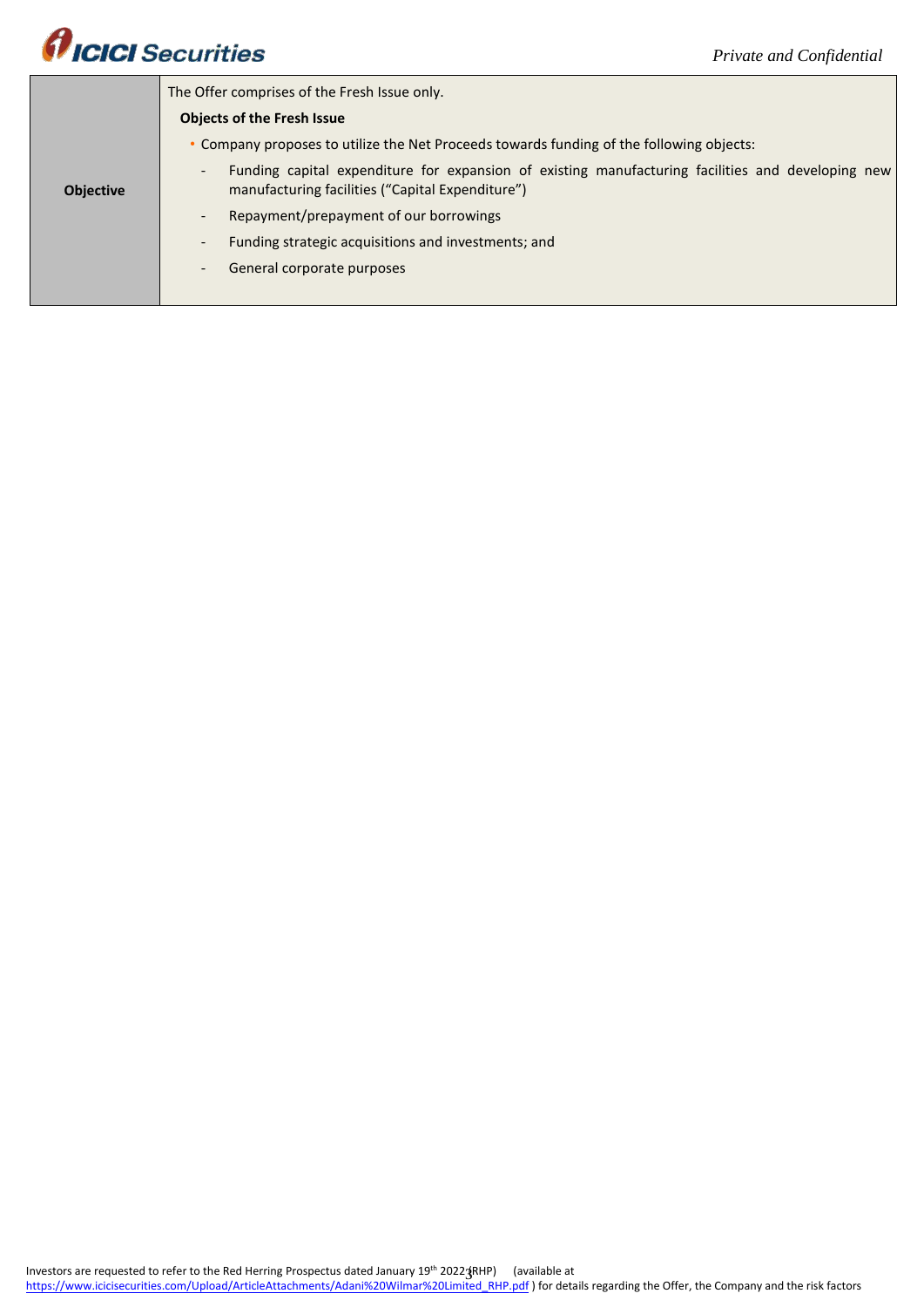| | |
|---|---|
| **Objective** | The Offer comprises of the Fresh Issue only.<br>**Objects of the Fresh Issue**<br>• Company proposes to utilize the Net Proceeds towards funding of the following objects:<br>- Funding capital expenditure for expansion of existing manufacturing facilities and developing new manufacturing facilities ("Capital Expenditure")<br>- Repayment/prepayment of our borrowings<br>- Funding strategic acquisitions and investments; and<br>- General corporate purposes |

Investors are requested to refer to the Red Herring Prospectus dated January 19th 2022 (RHP) (available at https://www.icicisecurities.com/Upload/ArticleAttachments/Adani%20Wilmar%20Limited_RHP.pdf ) for details regarding the Offer, the Company and the risk factors